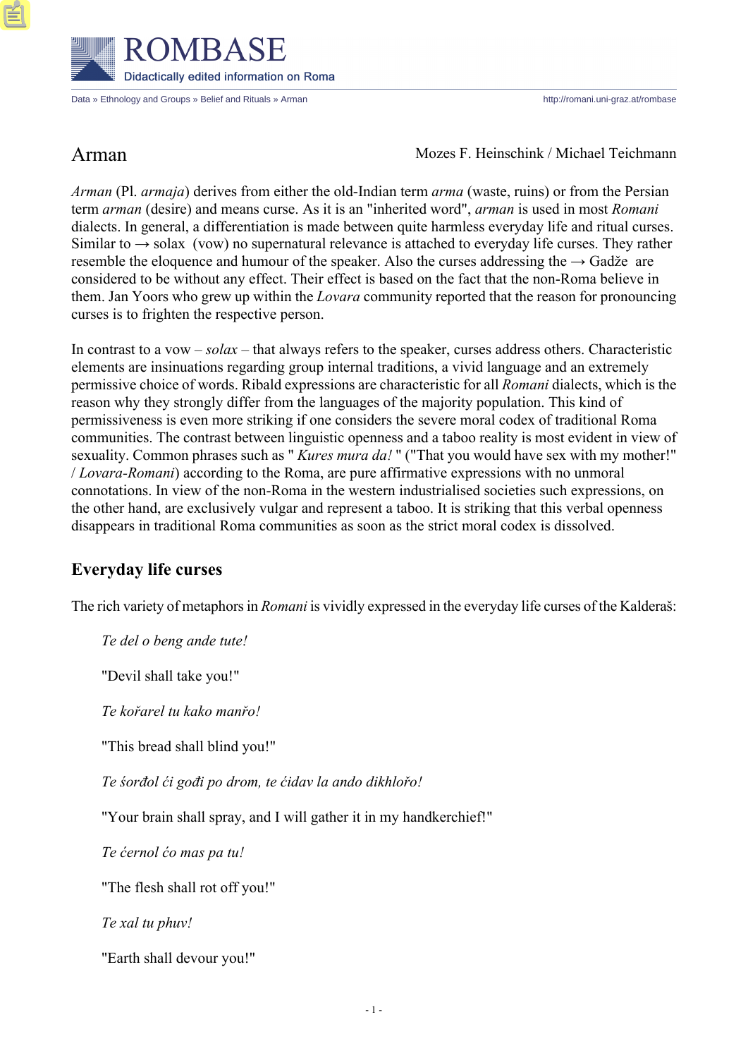# Arman

Mozes F. Heinschink / Michael Teichmann

*Arman* (Pl. *armaja*) derives from either the old-Indian term *arma* (waste, ruins) or from the Persian term *arman* (desire) and means curse. As it is an "inherited word", *arman* is used in most *Romani* dialects. In general, a differentiation is made between quite harmless everyday life and ritual curses. Similar to → solax (vow) no supernatural relevance is attached to everyday life curses. They rather resemble the eloquence and humour of the speaker. Also the curses addressing the → Gadže are considered to be without any effect. Their effect is based on the fact that the non-Roma believe in them. Jan Yoors who grew up within the *Lovara* community reported that the reason for pronouncing curses is to frighten the respective person.

In contrast to a vow – *solax* – that always refers to the speaker, curses address others. Characteristic elements are insinuations regarding group internal traditions, a vivid language and an extremely permissive choice of words. Ribald expressions are characteristic for all *Romani* dialects, which is the reason why they strongly differ from the languages of the majority population. This kind of permissiveness is even more striking if one considers the severe moral codex of traditional Roma communities. The contrast between linguistic openness and a taboo reality is most evident in view of sexuality. Common phrases such as " *Kures mura da!* " ("That you would have sex with my mother!" / *Lovara-Romani*) according to the Roma, are pure affirmative expressions with no unmoral connotations. In view of the non-Roma in the western industrialised societies such expressions, on the other hand, are exclusively vulgar and represent a taboo. It is striking that this verbal openness disappears in traditional Roma communities as soon as the strict moral codex is dissolved.

## Everyday life curses

The rich variety of metaphors in *Romani* is vividly expressed in the everyday life curses of the Kalderaš:

*Te del o beng ande tute!*

"Devil shall take you!"

*Te kořarel tu kako manřo!*

"This bread shall blind you!"

*Te śorđol ći gođi po drom, te ćidav la ando dikhlořo!*

"Your brain shall spray, and I will gather it in my handkerchief!"

*Te ćernol ćo mas pa tu!*

"The flesh shall rot off you!"

*Te xal tu phuv!*

"Earth shall devour you!"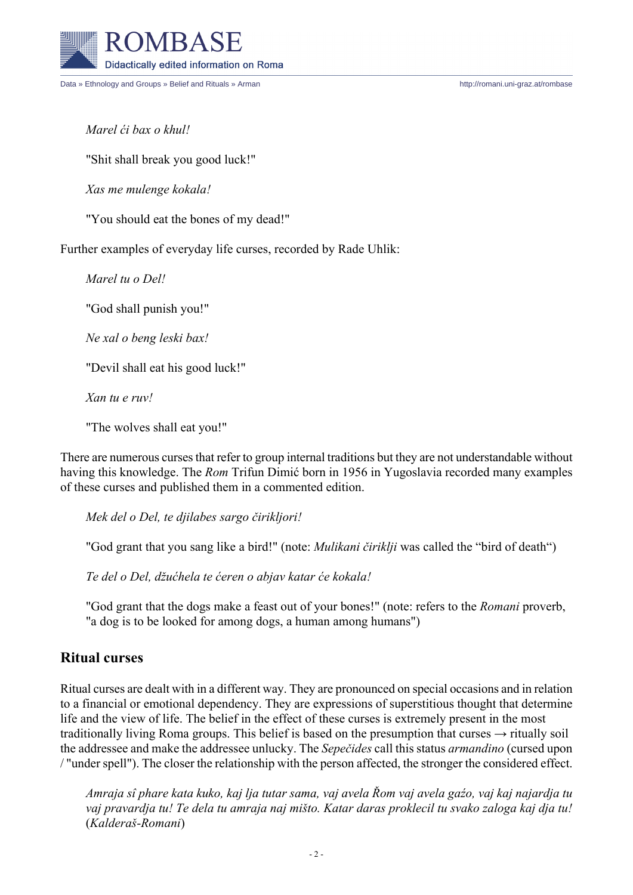*Marel ći bax o khul!*

"Shit shall break you good luck!"

*Xas me mulenge kokala!*

"You should eat the bones of my dead!"

Further examples of everyday life curses, recorded by Rade Uhlik:

*Marel tu o Del!*

"God shall punish you!"

*Ne xal o beng leski bax!*

"Devil shall eat his good luck!"

*Xan tu e ruv!*

"The wolves shall eat you!"

There are numerous curses that refer to group internal traditions but they are not understandable without having this knowledge. The *Rom* Trifun Dimić born in 1956 in Yugoslavia recorded many examples of these curses and published them in a commented edition.

*Mek del o Del, te djilabes sargo čirikljori!*

"God grant that you sang like a bird!" (note: *Mulikani čiriklji* was called the "bird of death")

*Te del o Del, džućhela te ćeren o abjav katar će kokala!*

"God grant that the dogs make a feast out of your bones!" (note: refers to the *Romani* proverb, "a dog is to be looked for among dogs, a human among humans")

## Ritual curses

Ritual curses are dealt with in a different way. They are pronounced on special occasions and in relation to a financial or emotional dependency. They are expressions of superstitious thought that determine life and the view of life. The belief in the effect of these curses is extremely present in the most traditionally living Roma groups. This belief is based on the presumption that curses → ritually soil the addressee and make the addressee unlucky. The *Sepečides* call this status *armandino* (cursed upon / "under spell"). The closer the relationship with the person affected, the stronger the considered effect.

*Amraja sî phare kata kuko, kaj lja tutar sama, vaj avela Řom vaj avela gaźo, vaj kaj najardja tu vaj pravardja tu! Te dela tu amraja naj mišto. Katar daras proklecil tu svako zaloga kaj dja tu!* (*Kalderaš-Romani*)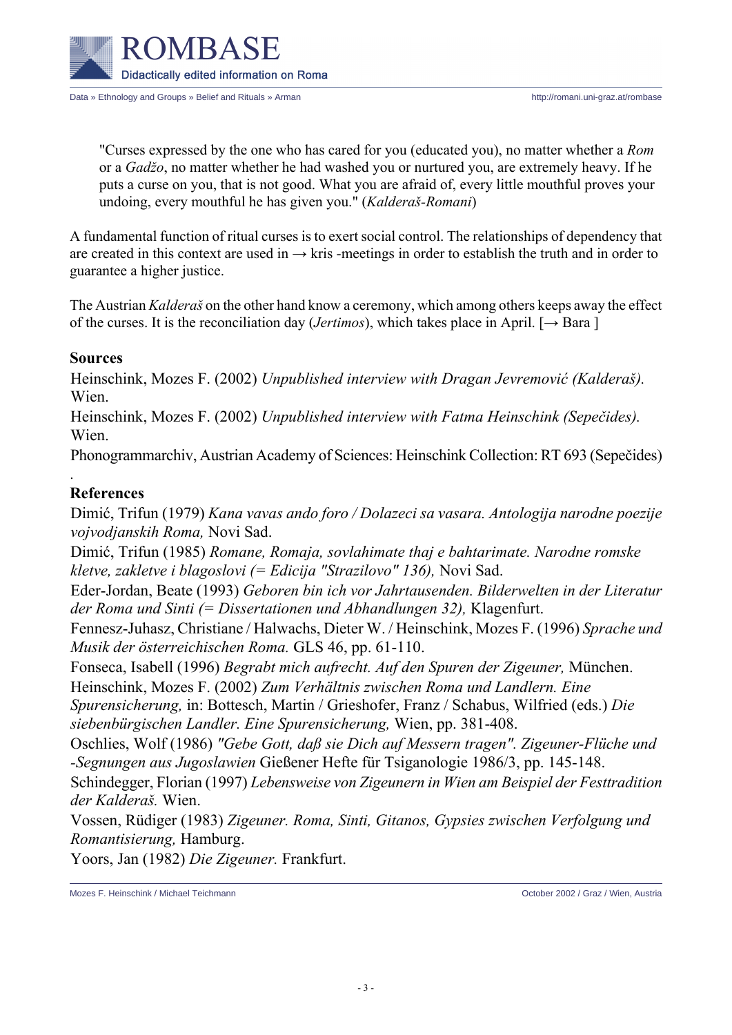> "Curses expressed by the one who has cared for you (educated you), no matter whether a *Rom* or a *Gadžo*, no matter whether he had washed you or nurtured you, are extremely heavy. If he puts a curse on you, that is not good. What you are afraid of, every little mouthful proves your undoing, every mouthful he has given you." (*Kalderaš-Romani*)

A fundamental function of ritual curses is to exert social control. The relationships of dependency that are created in this context are used in → kris -meetings in order to establish the truth and in order to guarantee a higher justice.

The Austrian *Kalderaš* on the other hand know a ceremony, which among others keeps away the effect of the curses. It is the reconciliation day (*Jertimos*), which takes place in April. [→ Bara ]

## Sources

Heinschink, Mozes F. (2002) *Unpublished interview with Dragan Jevremović (Kalderaš).* Wien.

Heinschink, Mozes F. (2002) *Unpublished interview with Fatma Heinschink (Sepečides).* Wien.

Phonogrammarchiv, Austrian Academy of Sciences: Heinschink Collection: RT 693 (Sepečides) .

## References

Dimić, Trifun (1979) *Kana vavas ando foro / Dolazeci sa vasara. Antologija narodne poezije vojvodjanskih Roma,* Novi Sad.

Dimić, Trifun (1985) *Romane, Romaja, sovlahimate thaj e bahtarimate. Narodne romske kletve, zakletve i blagoslovi (= Edicija "Strazilovo" 136),* Novi Sad.

Eder-Jordan, Beate (1993) *Geboren bin ich vor Jahrtausenden. Bilderwelten in der Literatur der Roma und Sinti (= Dissertationen und Abhandlungen 32),* Klagenfurt.

Fennesz-Juhasz, Christiane / Halwachs, Dieter W. / Heinschink, Mozes F. (1996) *Sprache und Musik der österreichischen Roma.* GLS 46, pp. 61-110.

Fonseca, Isabell (1996) *Begrabt mich aufrecht. Auf den Spuren der Zigeuner,* München.

Heinschink, Mozes F. (2002) *Zum Verhältnis zwischen Roma und Landlern. Eine Spurensicherung,* in: Bottesch, Martin / Grieshofer, Franz / Schabus, Wilfried (eds.) *Die siebenbürgischen Landler. Eine Spurensicherung,* Wien, pp. 381-408.

Oschlies, Wolf (1986) *"Gebe Gott, daß sie Dich auf Messern tragen". Zigeuner-Flüche und -Segnungen aus Jugoslawien* Gießener Hefte für Tsiganologie 1986/3, pp. 145-148.

Schindegger, Florian (1997) *Lebensweise von Zigeunern in Wien am Beispiel der Festtradition der Kalderaš.* Wien.

Vossen, Rüdiger (1983) *Zigeuner. Roma, Sinti, Gitanos, Gypsies zwischen Verfolgung und Romantisierung,* Hamburg.

Yoors, Jan (1982) *Die Zigeuner.* Frankfurt.

Mozes F. Heinschink / Michael Teichmann — October 2002 / Graz / Wien, Austria